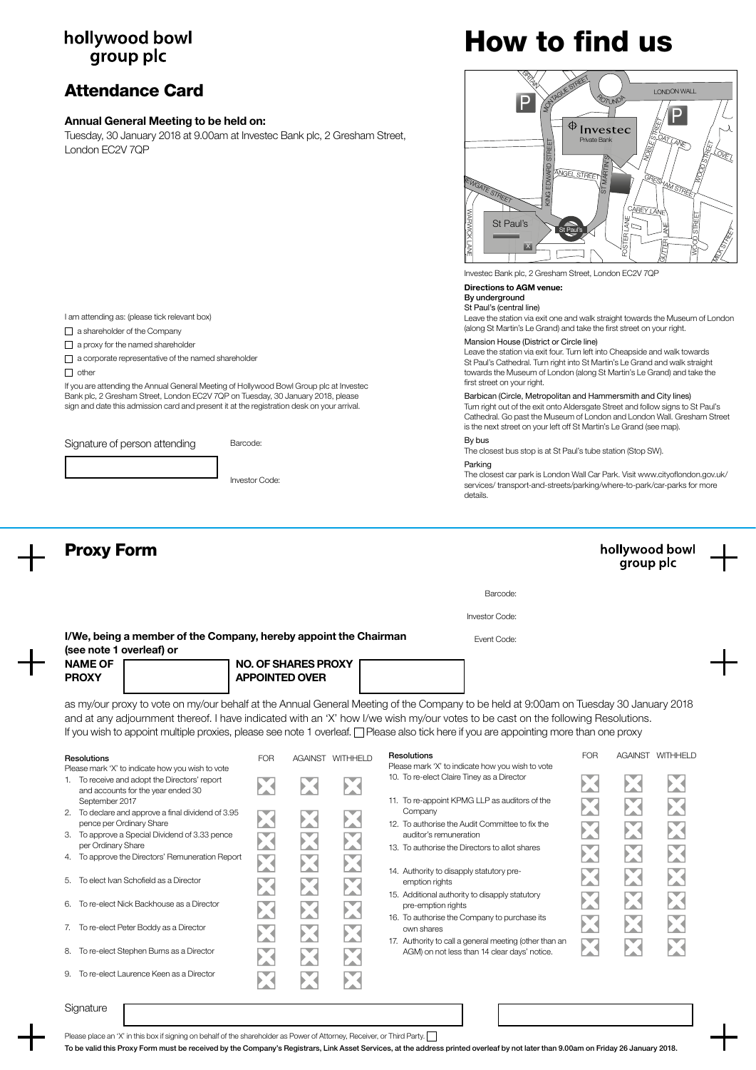hollywood bowl group plc

## Attendance Card

**Annual General Meeting to be held on:**

Tuesday, 30 January 2018 at 9.00am at Investec Bank plc, 2 Gresham Street, London EC2V 7QP

I am attending as: (please tick relevant box)

- ☐ a shareholder of the Company
- ☐ a proxy for the named shareholder
- ☐ a corporate representative of the named shareholder
- ☐ other

If you are attending the Annual General Meeting of Hollywood Bowl Group plc at Investec Bank plc, 2 Gresham Street, London EC2V 7QP on Tuesday, 30 January 2018, please sign and date this admission card and present it at the registration desk on your arrival.

Signature of person attending

Barcode:

Investor Code:

# How to find us

Investec Bank plc, 2 Gresham Street, London EC2V 7QP

**Directions to AGM venue:**

**By underground**

St Paul's (central line)

Leave the station via exit one and walk straight towards the Museum of London (along St Martin's Le Grand) and take the first street on your right.

Mansion House (District or Circle line)

Leave the station via exit four. Turn left into Cheapside and walk towards St Paul's Cathedral. Turn right into St Martin's Le Grand and walk straight towards the Museum of London (along St Martin's Le Grand) and take the first street on your right.

Barbican (Circle, Metropolitan and Hammersmith and City lines)

Turn right out of the exit onto Aldersgate Street and follow signs to St Paul's Cathedral. Go past the Museum of London and London Wall. Gresham Street is the next street on your left off St Martin's Le Grand (see map).

By bus

The closest bus stop is at St Paul's tube station (Stop SW).

Parking

The closest car park is London Wall Car Park. Visit www.cityoflondon.gov.uk/services/ transport-and-streets/parking/where-to-park/car-parks for more details.

## Proxy Form

hollywood bowl group plc

Barcode:

Investor Code:

Event Code:

**I/We, being a member of the Company, hereby appoint the Chairman (see note 1 overleaf) or**

**NAME OF PROXY** __________ **NO. OF SHARES PROXY APPOINTED OVER** __________

as my/our proxy to vote on my/our behalf at the Annual General Meeting of the Company to be held at 9:00am on Tuesday 30 January 2018 and at any adjournment thereof. I have indicated with an 'X' how I/we wish my/our votes to be cast on the following Resolutions. If you wish to appoint multiple proxies, please see note 1 overleaf. ☐ Please also tick here if you are appointing more than one proxy

| Resolutions<br>Please mark 'X' to indicate how you wish to vote | FOR | AGAINST | WITHHELD |
|---|---|---|---|
| 1. To receive and adopt the Directors' report and accounts for the year ended 30 September 2017 | ☒ | ☒ | ☒ |
| 2. To declare and approve a final dividend of 3.95 pence per Ordinary Share | ☒ | ☒ | ☒ |
| 3. To approve a Special Dividend of 3.33 pence per Ordinary Share | ☒ | ☒ | ☒ |
| 4. To approve the Directors' Remuneration Report | ☒ | ☒ | ☒ |
| 5. To elect Ivan Schofield as a Director | ☒ | ☒ | ☒ |
| 6. To re-elect Nick Backhouse as a Director | ☒ | ☒ | ☒ |
| 7. To re-elect Peter Boddy as a Director | ☒ | ☒ | ☒ |
| 8. To re-elect Stephen Burns as a Director | ☒ | ☒ | ☒ |
| 9. To re-elect Laurence Keen as a Director | ☒ | ☒ | ☒ |
| 10. To re-elect Claire Tiney as a Director | ☒ | ☒ | ☒ |
| 11. To re-appoint KPMG LLP as auditors of the Company | ☒ | ☒ | ☒ |
| 12. To authorise the Audit Committee to fix the auditor's remuneration | ☒ | ☒ | ☒ |
| 13. To authorise the Directors to allot shares | ☒ | ☒ | ☒ |
| 14. Authority to disapply statutory pre-emption rights | ☒ | ☒ | ☒ |
| 15. Additional authority to disapply statutory pre-emption rights | ☒ | ☒ | ☒ |
| 16. To authorise the Company to purchase its own shares | ☒ | ☒ | ☒ |
| 17. Authority to call a general meeting (other than an AGM) on not less than 14 clear days' notice. | ☒ | ☒ | ☒ |

Signature

Please place an 'X' in this box if signing on behalf of the shareholder as Power of Attorney, Receiver, or Third Party. ☐

**To be valid this Proxy Form must be received by the Company's Registrars, Link Asset Services, at the address printed overleaf by not later than 9.00am on Friday 26 January 2018.**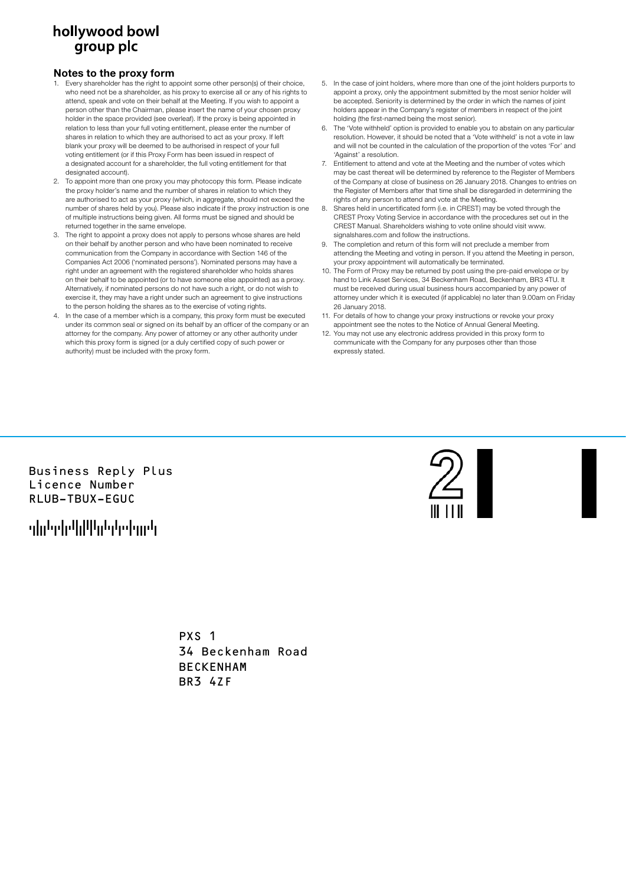# hollywood bowl group plc

## Notes to the proxy form

1. Every shareholder has the right to appoint some other person(s) of their choice, who need not be a shareholder, as his proxy to exercise all or any of his rights to attend, speak and vote on their behalf at the Meeting. If you wish to appoint a person other than the Chairman, please insert the name of your chosen proxy holder in the space provided (see overleaf). If the proxy is being appointed in relation to less than your full voting entitlement, please enter the number of shares in relation to which they are authorised to act as your proxy. If left blank your proxy will be deemed to be authorised in respect of your full voting entitlement (or if this Proxy Form has been issued in respect of a designated account for a shareholder, the full voting entitlement for that designated account).
2. To appoint more than one proxy you may photocopy this form. Please indicate the proxy holder's name and the number of shares in relation to which they are authorised to act as your proxy (which, in aggregate, should not exceed the number of shares held by you). Please also indicate if the proxy instruction is one of multiple instructions being given. All forms must be signed and should be returned together in the same envelope.
3. The right to appoint a proxy does not apply to persons whose shares are held on their behalf by another person and who have been nominated to receive communication from the Company in accordance with Section 146 of the Companies Act 2006 ('nominated persons'). Nominated persons may have a right under an agreement with the registered shareholder who holds shares on their behalf to be appointed (or to have someone else appointed) as a proxy. Alternatively, if nominated persons do not have such a right, or do not wish to exercise it, they may have a right under such an agreement to give instructions to the person holding the shares as to the exercise of voting rights.
4. In the case of a member which is a company, this proxy form must be executed under its common seal or signed on its behalf by an officer of the company or an attorney for the company. Any power of attorney or any other authority under which this proxy form is signed (or a duly certified copy of such power or authority) must be included with the proxy form.
5. In the case of joint holders, where more than one of the joint holders purports to appoint a proxy, only the appointment submitted by the most senior holder will be accepted. Seniority is determined by the order in which the names of joint holders appear in the Company's register of members in respect of the joint holding (the first-named being the most senior).
6. The 'Vote withheld' option is provided to enable you to abstain on any particular resolution. However, it should be noted that a 'Vote withheld' is not a vote in law and will not be counted in the calculation of the proportion of the votes 'For' and 'Against' a resolution.
7. Entitlement to attend and vote at the Meeting and the number of votes which may be cast thereat will be determined by reference to the Register of Members of the Company at close of business on 26 January 2018. Changes to entries on the Register of Members after that time shall be disregarded in determining the rights of any person to attend and vote at the Meeting.
8. Shares held in uncertificated form (i.e. in CREST) may be voted through the CREST Proxy Voting Service in accordance with the procedures set out in the CREST Manual. Shareholders wishing to vote online should visit www.signalshares.com and follow the instructions.
9. The completion and return of this form will not preclude a member from attending the Meeting and voting in person. If you attend the Meeting in person, your proxy appointment will automatically be terminated.
10. The Form of Proxy may be returned by post using the pre-paid envelope or by hand to Link Asset Services, 34 Beckenham Road, Beckenham, BR3 4TU. It must be received during usual business hours accompanied by any power of attorney under which it is executed (if applicable) no later than 9.00am on Friday 26 January 2018.
11. For details of how to change your proxy instructions or revoke your proxy appointment see the notes to the Notice of Annual General Meeting.
12. You may not use any electronic address provided in this proxy form to communicate with the Company for any purposes other than those expressly stated.

---

Business Reply Plus
Licence Number
RLUB-TBUX-EGUC

2

PXS 1
34 Beckenham Road
BECKENHAM
BR3 4ZF